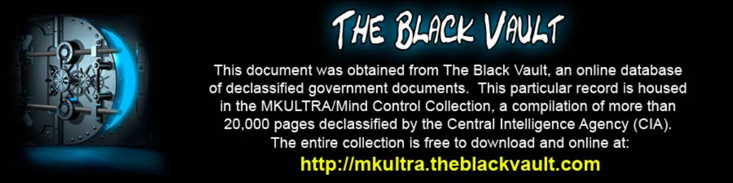# THE BLACK VAULT

This document was obtained from The Black Vault, an online database of declassified government documents. This particular record is housed in the MKULTRA/Mind Control Collection, a compilation of more than 20,000 pages declassified by the Central Intelligence Agency (CIA). The entire collection is free to download and online at:

**http://mkultra.theblackvault.com**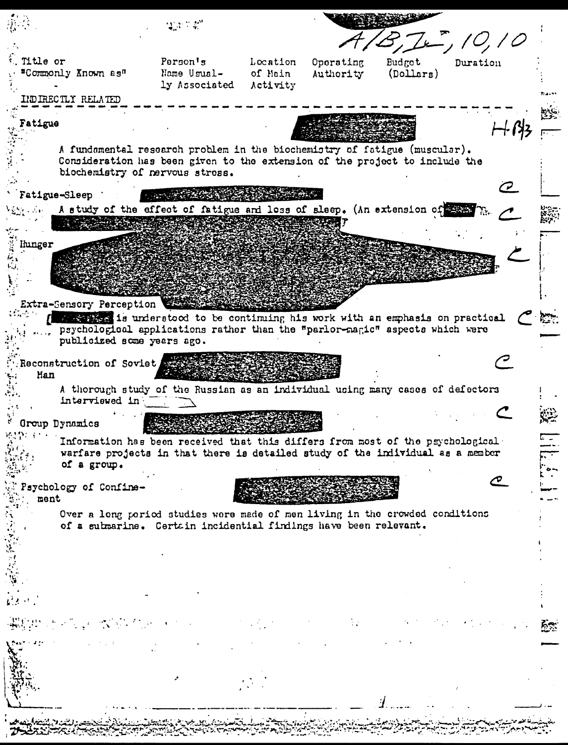A/B, I, 10/10

| Title or "Commonly Known as" | Person's Name Usually Associated | Location of Main Activity | Operating Authority | Budget (Dollars) | Duration |
|---|---|---|---|---|---|

INDIRECTLY RELATED

**Fatigue**

A fundamental research problem in the biochemistry of fatigue (muscular). Consideration has been given to the extension of the project to include the biochemistry of nervous stress.

**Fatigue-Sleep**

A study of the effect of fatigue and loss of sleep. (An extension of

**Hunger**

**Extra-Sensory Perception**

[ ] is understood to be continuing his work with an emphasis on practical psychological applications rather than the "parlor-magic" aspects which were publicized some years ago.

**Reconstruction of Soviet Man**

A thorough study of the Russian as an individual using many cases of defectors interviewed in

**Group Dynamics**

Information has been received that this differs from most of the psychological warfare projects in that there is detailed study of the individual as a member of a group.

**Psychology of Confinement**

Over a long period studies were made of men living in the crowded conditions of a submarine. Certain incidental findings have been relevant.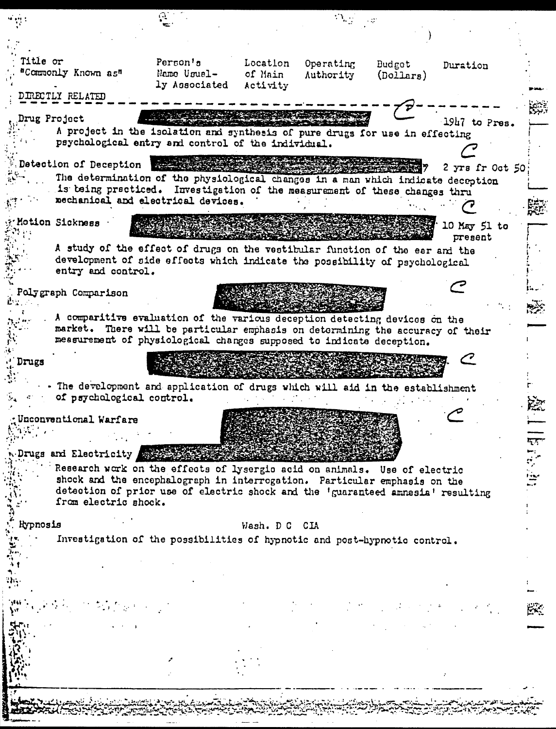| Title or "Commonly Known as" | Person's Name Usually Associated | Location of Main Activity | Operating Authority | Budget (Dollars) | Duration |
|---|---|---|---|---|---|

DIRECTLY RELATED

**Drug Project** — 1947 to Pres.

A project in the isolation and synthesis of pure drugs for use in effecting psychological entry and control of the individual.

**Detection of Deception** — 2 yrs fr Oct 50

The determination of the physiological changes in a man which indicate deception is being practiced. Investigation of the measurement of these changes thru mechanical and electrical devices.

**Motion Sickness** — 10 May 51 to present

A study of the effect of drugs on the vestibular function of the ear and the development of side effects which indicate the possibility of psychological entry and control.

**Polygraph Comparison**

A comparitive evaluation of the various deception detecting devices on the market. There will be particular emphasis on determining the accuracy of their measurement of physiological changes supposed to indicate deception.

**Drugs**

The development and application of drugs which will aid in the establishment of psychological control.

**Unconventional Warfare**

**Drugs and Electricity**

Research work on the effects of lysergic acid on animals. Use of electric shock and the encephalograph in interrogation. Particular emphasis on the detection of prior use of electric shock and the 'guaranteed amnesia' resulting from electric shock.

**Hypnosis** — Wash. D C — CIA

Investigation of the possibilities of hypnotic and post-hypnotic control.